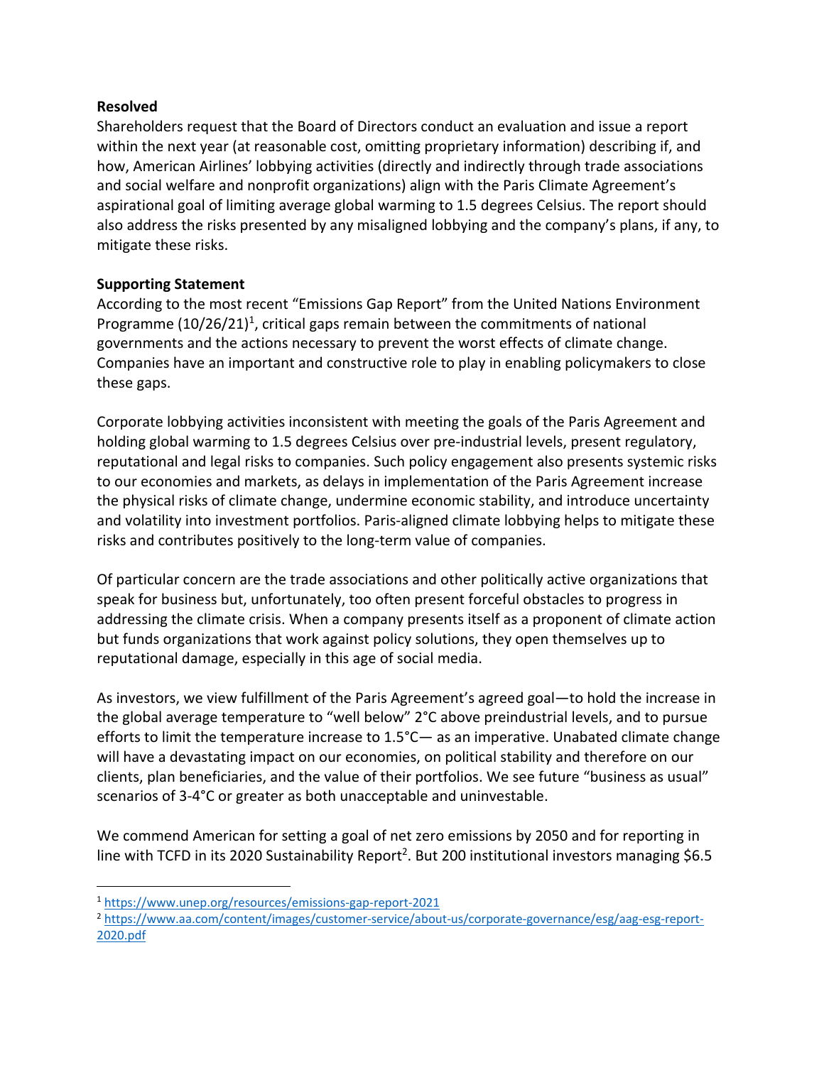**Resolved**

Shareholders request that the Board of Directors conduct an evaluation and issue a report within the next year (at reasonable cost, omitting proprietary information) describing if, and how, American Airlines' lobbying activities (directly and indirectly through trade associations and social welfare and nonprofit organizations) align with the Paris Climate Agreement's aspirational goal of limiting average global warming to 1.5 degrees Celsius. The report should also address the risks presented by any misaligned lobbying and the company's plans, if any, to mitigate these risks.

**Supporting Statement**

According to the most recent "Emissions Gap Report" from the United Nations Environment Programme (10/26/21)[1], critical gaps remain between the commitments of national governments and the actions necessary to prevent the worst effects of climate change. Companies have an important and constructive role to play in enabling policymakers to close these gaps.

Corporate lobbying activities inconsistent with meeting the goals of the Paris Agreement and holding global warming to 1.5 degrees Celsius over pre-industrial levels, present regulatory, reputational and legal risks to companies. Such policy engagement also presents systemic risks to our economies and markets, as delays in implementation of the Paris Agreement increase the physical risks of climate change, undermine economic stability, and introduce uncertainty and volatility into investment portfolios. Paris-aligned climate lobbying helps to mitigate these risks and contributes positively to the long-term value of companies.

Of particular concern are the trade associations and other politically active organizations that speak for business but, unfortunately, too often present forceful obstacles to progress in addressing the climate crisis. When a company presents itself as a proponent of climate action but funds organizations that work against policy solutions, they open themselves up to reputational damage, especially in this age of social media.

As investors, we view fulfillment of the Paris Agreement's agreed goal—to hold the increase in the global average temperature to "well below" 2°C above preindustrial levels, and to pursue efforts to limit the temperature increase to 1.5°C— as an imperative. Unabated climate change will have a devastating impact on our economies, on political stability and therefore on our clients, plan beneficiaries, and the value of their portfolios. We see future "business as usual" scenarios of 3-4°C or greater as both unacceptable and uninvestable.

We commend American for setting a goal of net zero emissions by 2050 and for reporting in line with TCFD in its 2020 Sustainability Report[2]. But 200 institutional investors managing $6.5

---

[1] https://www.unep.org/resources/emissions-gap-report-2021

[2] https://www.aa.com/content/images/customer-service/about-us/corporate-governance/esg/aag-esg-report-2020.pdf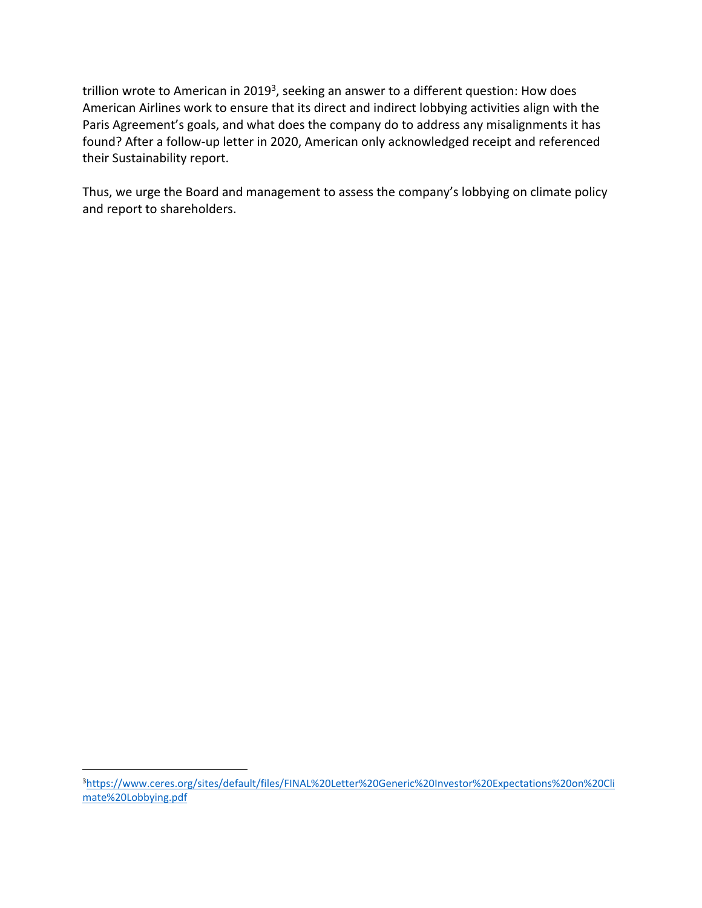trillion wrote to American in 2019[3], seeking an answer to a different question: How does American Airlines work to ensure that its direct and indirect lobbying activities align with the Paris Agreement's goals, and what does the company do to address any misalignments it has found? After a follow-up letter in 2020, American only acknowledged receipt and referenced their Sustainability report.

Thus, we urge the Board and management to assess the company's lobbying on climate policy and report to shareholders.

---

[3]https://www.ceres.org/sites/default/files/FINAL%20Letter%20Generic%20Investor%20Expectations%20on%20Climate%20Lobbying.pdf